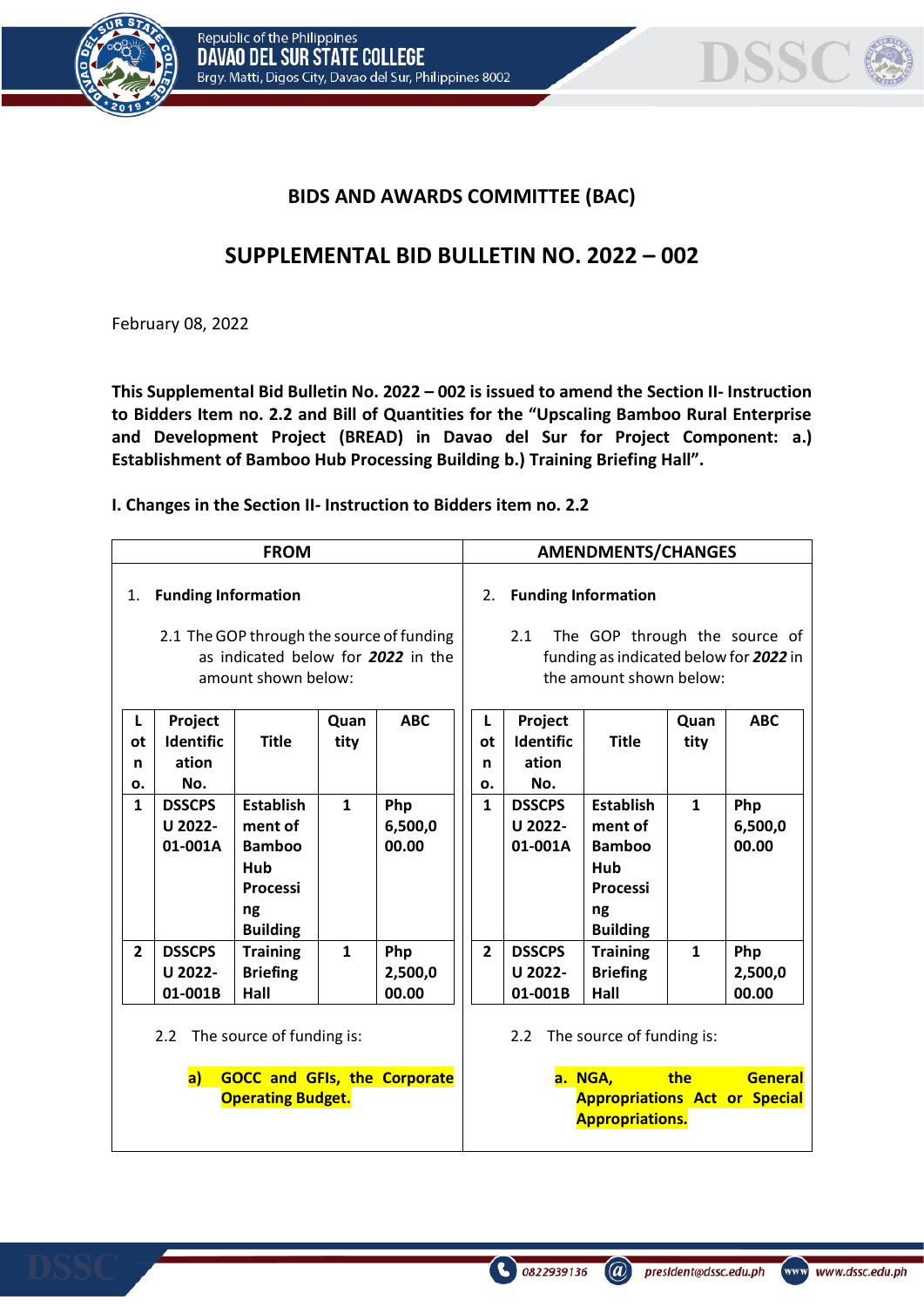## BIDS AND AWARDS COMMITTEE (BAC)

## SUPPLEMENTAL BID BULLETIN NO. 2022 – 002

February 08, 2022

**This Supplemental Bid Bulletin No. 2022 – 002 is issued to amend the Section II- Instruction to Bidders Item no. 2.2 and Bill of Quantities for the "Upscaling Bamboo Rural Enterprise and Development Project (BREAD) in Davao del Sur for Project Component: a.) Establishment of Bamboo Hub Processing Building b.) Training Briefing Hall".**

**I. Changes in the Section II- Instruction to Bidders item no. 2.2**

| FROM | AMENDMENTS/CHANGES |
|---|---|
| 1. **Funding Information** | 2. **Funding Information** |
| 2.1 The GOP through the source of funding as indicated below for ***2022*** in the amount shown below: | 2.1 The GOP through the source of funding as indicated below for ***2022*** in the amount shown below: |

**FROM:**

| Lot no. | Project Identification No. | Title | Quantity | ABC |
|---|---|---|---|---|
| **1** | **DSSCPSU 2022-01-001A** | **Establishment of Bamboo Hub Processing Building** | **1** | **Php 6,500,000.00** |
| **2** | **DSSCPSU 2022-01-001B** | **Training Briefing Hall** | **1** | **Php 2,500,000.00** |

2.2 The source of funding is:

**a) GOCC and GFIs, the Corporate Operating Budget.**

**AMENDMENTS/CHANGES:**

| Lot no. | Project Identification No. | Title | Quantity | ABC |
|---|---|---|---|---|
| **1** | **DSSCPSU 2022-01-001A** | **Establishment of Bamboo Hub Processing Building** | **1** | **Php 6,500,000.00** |
| **2** | **DSSCPSU 2022-01-001B** | **Training Briefing Hall** | **1** | **Php 2,500,000.00** |

2.2 The source of funding is:

**a. NGA, the General Appropriations Act or Special Appropriations.**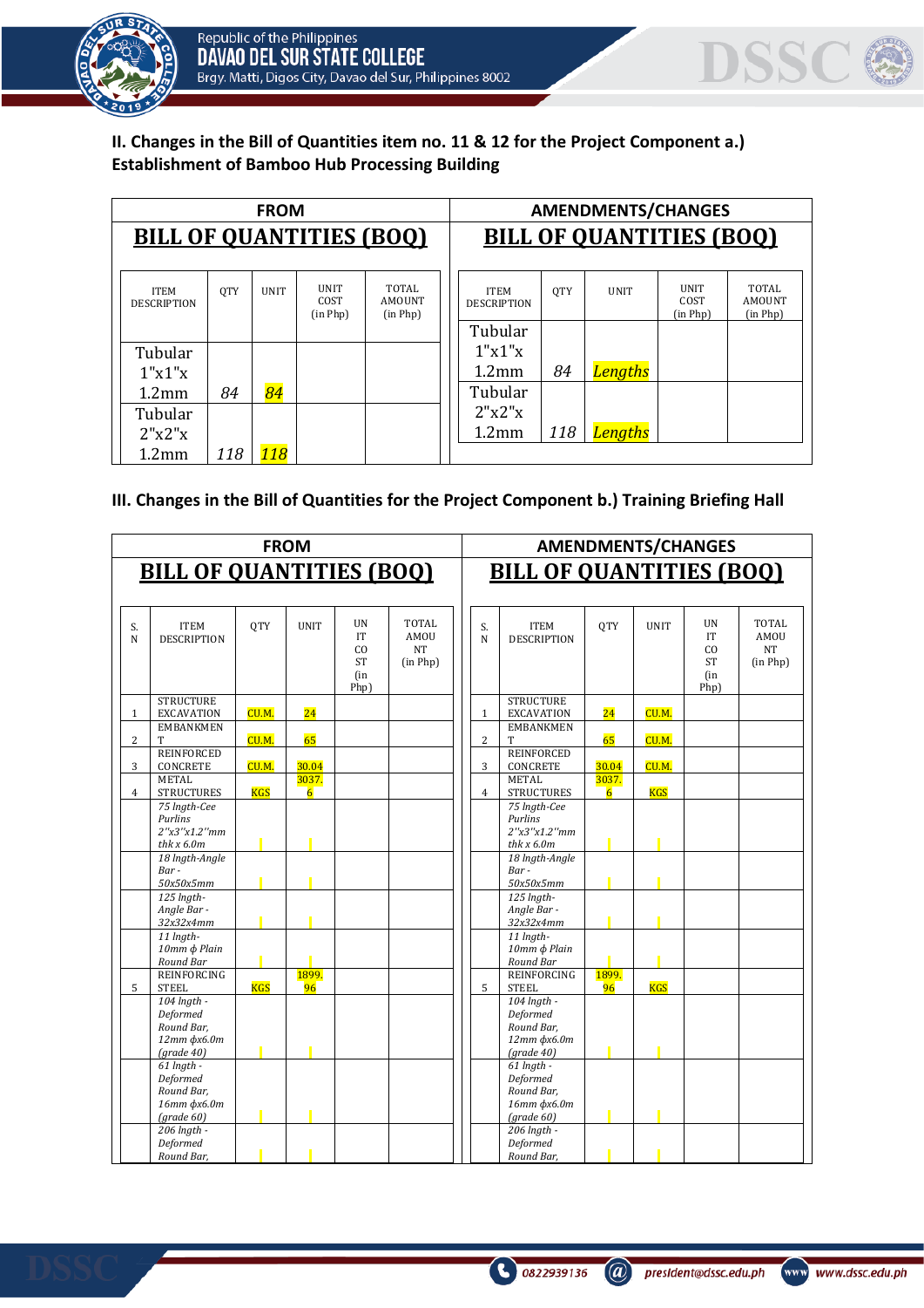**II. Changes in the Bill of Quantities item no. 11 & 12 for the Project Component a.) Establishment of Bamboo Hub Processing Building**

| FROM | | | | | AMENDMENTS/CHANGES | | | | |
|---|---|---|---|---|---|---|---|---|---|
| **BILL OF QUANTITIES (BOQ)** | | | | | **BILL OF QUANTITIES (BOQ)** | | | | |
| ITEM DESCRIPTION | QTY | UNIT | UNIT COST (in Php) | TOTAL AMOUNT (in Php) | ITEM DESCRIPTION | QTY | UNIT | UNIT COST (in Php) | TOTAL AMOUNT (in Php) |
| Tubular 1"x1"x 1.2mm | *84* | *84* | | | Tubular 1"x1"x 1.2mm | *84* | *Lengths* | | |
| Tubular 2"x2"x 1.2mm | *118* | *118* | | | Tubular 2"x2"x 1.2mm | *118* | *Lengths* | | |

**III. Changes in the Bill of Quantities for the Project Component b.) Training Briefing Hall**

| FROM | | | | | | AMENDMENTS/CHANGES | | | | | |
|---|---|---|---|---|---|---|---|---|---|---|---|
| **BILL OF QUANTITIES (BOQ)** | | | | | | **BILL OF QUANTITIES (BOQ)** | | | | | |
| S. N | ITEM DESCRIPTION | QTY | UNIT | UNIT COST (in Php) | TOTAL AMOUNT (in Php) | S. N | ITEM DESCRIPTION | QTY | UNIT | UNIT COST (in Php) | TOTAL AMOUNT (in Php) |
| 1 | STRUCTURE EXCAVATION | CU.M. | 24 | | | 1 | STRUCTURE EXCAVATION | 24 | CU.M. | | |
| 2 | EMBANKMENT | CU.M. | 65 | | | 2 | EMBANKMENT | 65 | CU.M. | | |
| 3 | REINFORCED CONCRETE | CU.M. | 30.04 | | | 3 | REINFORCED CONCRETE | 30.04 | CU.M. | | |
| 4 | METAL STRUCTURES | KGS | 3037.6 | | | 4 | METAL STRUCTURES | 3037.6 | KGS | | |
| | *75 lngth-Cee Purlins 2"x3"x1.2"mm thk x 6.0m* | | | | | | *75 lngth-Cee Purlins 2"x3"x1.2"mm thk x 6.0m* | | | | |
| | *18 lngth-Angle Bar - 50x50x5mm* | | | | | | *18 lngth-Angle Bar - 50x50x5mm* | | | | |
| | *125 lngth-Angle Bar - 32x32x4mm* | | | | | | *125 lngth-Angle Bar - 32x32x4mm* | | | | |
| | *11 lngth-10mm ϕ Plain Round Bar* | | | | | | *11 lngth-10mm ϕ Plain Round Bar* | | | | |
| 5 | REINFORCING STEEL | KGS | 1899.96 | | | 5 | REINFORCING STEEL | 1899.96 | KGS | | |
| | *104 lngth - Deformed Round Bar, 12mm ϕx6.0m (grade 40)* | | | | | | *104 lngth - Deformed Round Bar, 12mm ϕx6.0m (grade 40)* | | | | |
| | *61 lngth - Deformed Round Bar, 16mm ϕx6.0m (grade 60)* | | | | | | *61 lngth - Deformed Round Bar, 16mm ϕx6.0m (grade 60)* | | | | |
| | *206 lngth - Deformed Round Bar,* | | | | | | *206 lngth - Deformed Round Bar,* | | | | |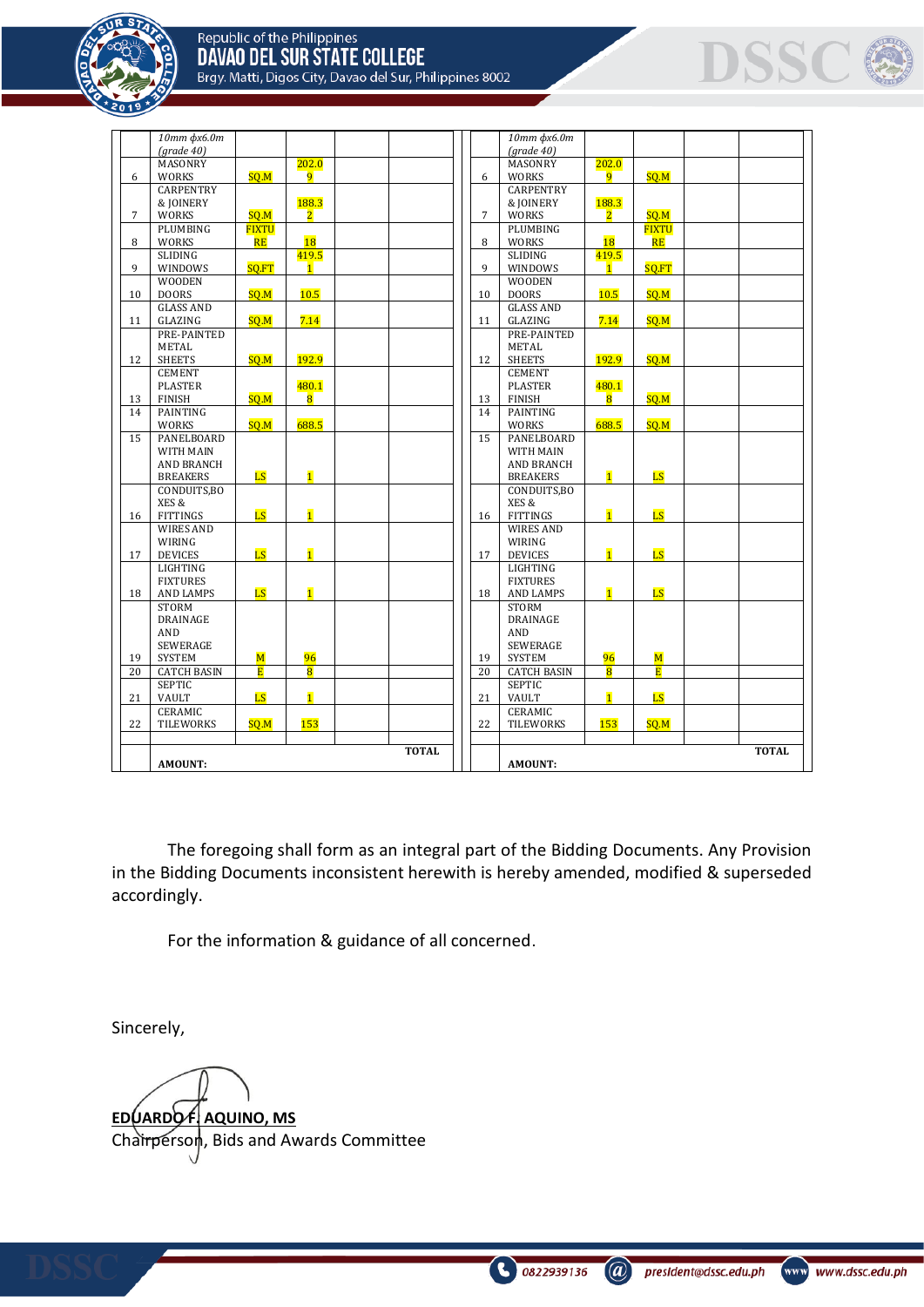| | | | | | |
|---|---|---|---|---|---|
| | *10mm ϕx6.0m (grade 40)* | | | | |
| 6 | MASONRY WORKS | SQ.M | 202.09 | | |
| 7 | CARPENTRY & JOINERY WORKS | SQ.M | 188.32 | | |
| 8 | PLUMBING WORKS | FIXTURE | 18 | | |
| 9 | SLIDING WINDOWS | SQ.FT | 419.51 | | |
| 10 | WOODEN DOORS | SQ.M | 10.5 | | |
| 11 | GLASS AND GLAZING | SQ.M | 7.14 | | |
| 12 | PRE-PAINTED METAL SHEETS | SQ.M | 192.9 | | |
| 13 | CEMENT PLASTER FINISH | SQ.M | 480.18 | | |
| 14 | PAINTING WORKS | SQ.M | 688.5 | | |
| 15 | PANELBOARD WITH MAIN AND BRANCH BREAKERS | LS | 1 | | |
| 16 | CONDUITS,BOXES & FITTINGS | LS | 1 | | |
| 17 | WIRES AND WIRING DEVICES | LS | 1 | | |
| 18 | LIGHTING FIXTURES AND LAMPS | LS | 1 | | |
| 19 | STORM DRAINAGE AND SEWERAGE SYSTEM | M | 96 | | |
| 20 | CATCH BASIN | E | 8 | | |
| 21 | SEPTIC VAULT | LS | 1 | | |
| 22 | CERAMIC TILEWORKS | SQ.M | 153 | | |
| | | | | | |
| | AMOUNT: | | | | TOTAL |

| | | | | | |
|---|---|---|---|---|---|
| | *10mm ϕx6.0m (grade 40)* | | | | |
| 6 | MASONRY WORKS | 202.09 | SQ.M | | |
| 7 | CARPENTRY & JOINERY WORKS | 188.32 | SQ.M | | |
| 8 | PLUMBING WORKS | 18 | FIXTURE | | |
| 9 | SLIDING WINDOWS | 419.51 | SQ.FT | | |
| 10 | WOODEN DOORS | 10.5 | SQ.M | | |
| 11 | GLASS AND GLAZING | 7.14 | SQ.M | | |
| 12 | PRE-PAINTED METAL SHEETS | 192.9 | SQ.M | | |
| 13 | CEMENT PLASTER FINISH | 480.18 | SQ.M | | |
| 14 | PAINTING WORKS | 688.5 | SQ.M | | |
| 15 | PANELBOARD WITH MAIN AND BRANCH BREAKERS | 1 | LS | | |
| 16 | CONDUITS,BOXES & FITTINGS | 1 | LS | | |
| 17 | WIRES AND WIRING DEVICES | 1 | LS | | |
| 18 | LIGHTING FIXTURES AND LAMPS | 1 | LS | | |
| 19 | STORM DRAINAGE AND SEWERAGE SYSTEM | 96 | M | | |
| 20 | CATCH BASIN | 8 | E | | |
| 21 | SEPTIC VAULT | 1 | LS | | |
| 22 | CERAMIC TILEWORKS | 153 | SQ.M | | |
| | | | | | |
| | AMOUNT: | | | | TOTAL |

The foregoing shall form as an integral part of the Bidding Documents. Any Provision in the Bidding Documents inconsistent herewith is hereby amended, modified & superseded accordingly.

For the information & guidance of all concerned.

Sincerely,

**EDUARDO F. AQUINO, MS**
Chairperson, Bids and Awards Committee